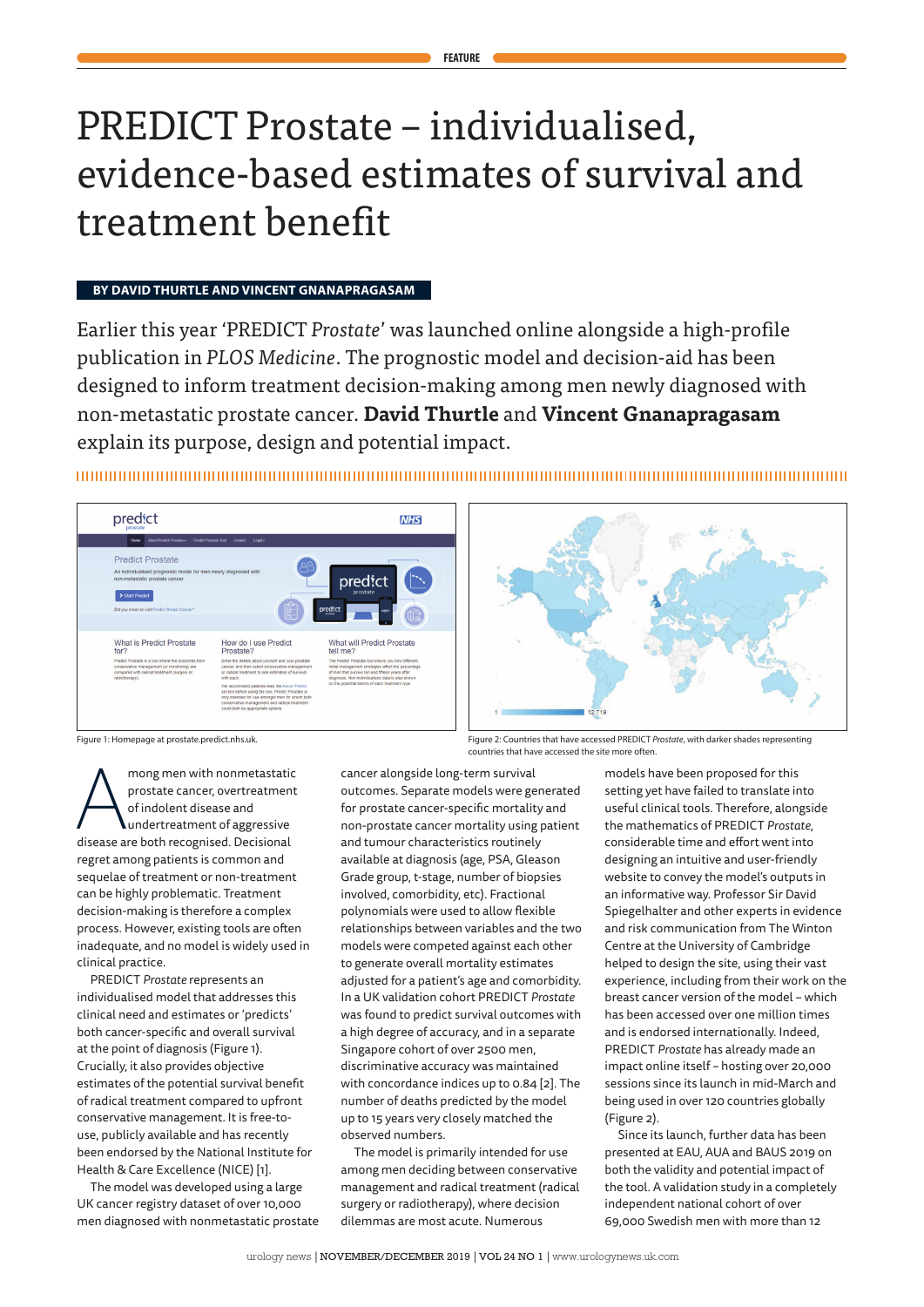# PREDICT Prostate – individualised, evidence-based estimates of survival and treatment benefit

**BY DAVID THURTLE AND VINCENT GNANAPRAGASAM**

Earlier this year 'PREDICT *Prostate*' was launched online alongside a high-profile publication in *PLOS Medicine*. The prognostic model and decision-aid has been designed to inform treatment decision-making among men newly diagnosed with non-metastatic prostate cancer. **David Thurtle** and **Vincent Gnanapragasam** explain its purpose, design and potential impact.

Figure 1: Homepage at prostate.predict.nhs.uk.

Figure 2: Countries that have accessed PREDICT *Prostate*, with darker shades representing countries that have accessed the site more often.

Among men with nonmetastatic prostate cancer, overtreatment of indolent disease and undertreatment of aggressive disease are both recognised. Decisional regret among patients is common and sequelae of treatment or non-treatment can be highly problematic. Treatment decision-making is therefore a complex process. However, existing tools are often inadequate, and no model is widely used in clinical practice.

PREDICT *Prostate* represents an individualised model that addresses this clinical need and estimates or 'predicts' both cancer-specific and overall survival at the point of diagnosis (Figure 1). Crucially, it also provides objective estimates of the potential survival benefit of radical treatment compared to upfront conservative management. It is free-to-use, publicly available and has recently been endorsed by the National Institute for Health & Care Excellence (NICE) [1].

The model was developed using a large UK cancer registry dataset of over 10,000 men diagnosed with nonmetastatic prostate cancer alongside long-term survival outcomes. Separate models were generated for prostate cancer-specific mortality and non-prostate cancer mortality using patient and tumour characteristics routinely available at diagnosis (age, PSA, Gleason Grade group, t-stage, number of biopsies involved, comorbidity, etc). Fractional polynomials were used to allow flexible relationships between variables and the two models were competed against each other to generate overall mortality estimates adjusted for a patient's age and comorbidity. In a UK validation cohort PREDICT *Prostate* was found to predict survival outcomes with a high degree of accuracy, and in a separate Singapore cohort of over 2500 men, discriminative accuracy was maintained with concordance indices up to 0.84 [2]. The number of deaths predicted by the model up to 15 years very closely matched the observed numbers.

The model is primarily intended for use among men deciding between conservative management and radical treatment (radical surgery or radiotherapy), where decision dilemmas are most acute. Numerous models have been proposed for this setting yet have failed to translate into useful clinical tools. Therefore, alongside the mathematics of PREDICT *Prostate*, considerable time and effort went into designing an intuitive and user-friendly website to convey the model's outputs in an informative way. Professor Sir David Spiegelhalter and other experts in evidence and risk communication from The Winton Centre at the University of Cambridge helped to design the site, using their vast experience, including from their work on the breast cancer version of the model – which has been accessed over one million times and is endorsed internationally. Indeed, PREDICT *Prostate* has already made an impact online itself – hosting over 20,000 sessions since its launch in mid-March and being used in over 120 countries globally (Figure 2).

Since its launch, further data has been presented at EAU, AUA and BAUS 2019 on both the validity and potential impact of the tool. A validation study in a completely independent national cohort of over 69,000 Swedish men with more than 12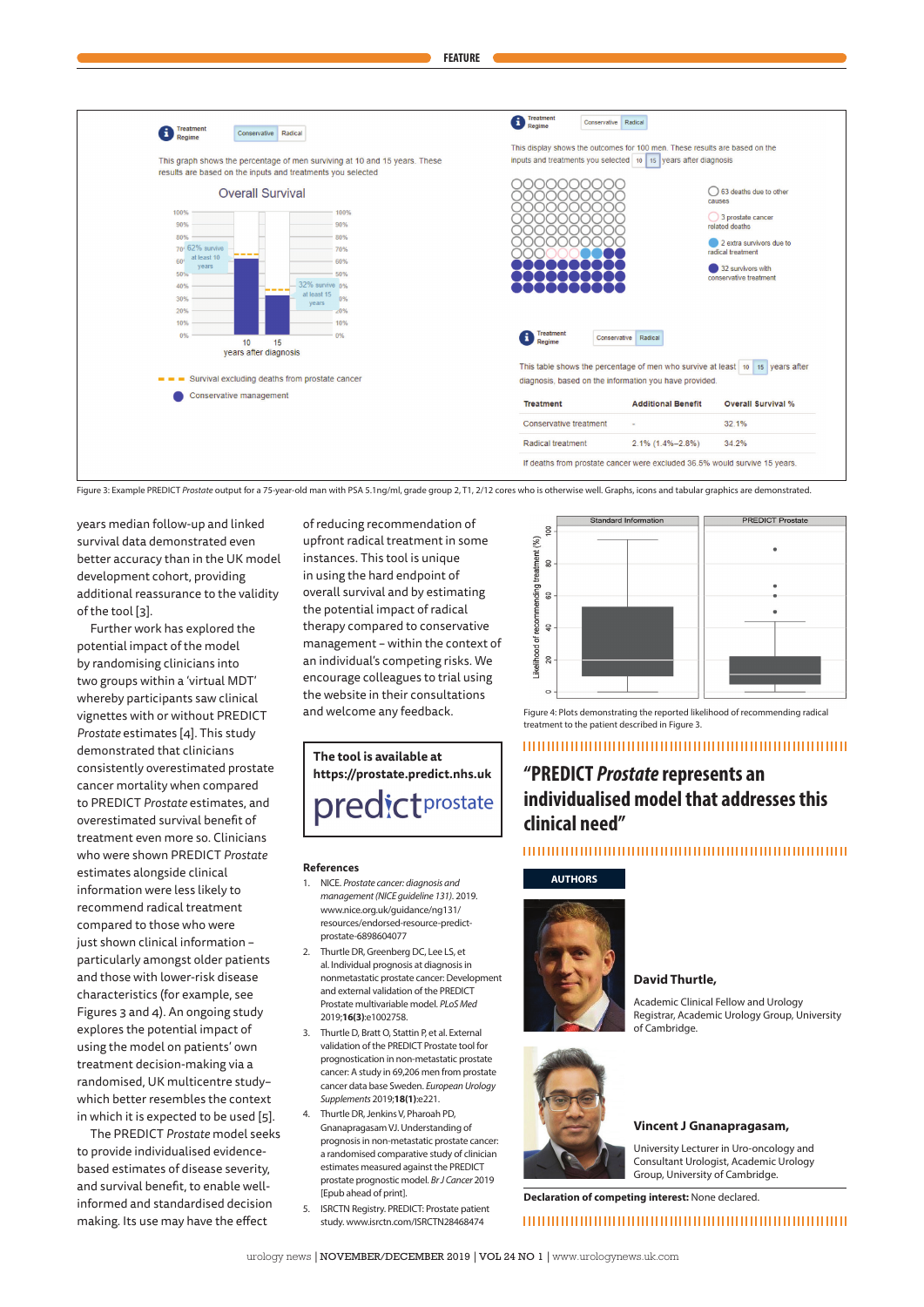Treatment Regime

Conservative | Radical

This graph shows the percentage of men surviving at 10 and 15 years. These results are based on the inputs and treatments you selected

Overall Survival

100%
90%
80%
70%
60%
50%
40%
30%
20%
10%
0%

62% survive at least 10 years

32% survive at least 15 years

10
15
years after diagnosis

Survival excluding deaths from prostate cancer

Conservative management

Treatment Regime

Conservative | Radical

This display shows the outcomes for 100 men. These results are based on the inputs and treatments you selected 10 15 years after diagnosis

63 deaths due to other causes

3 prostate cancer related deaths

2 extra survivors due to radical treatment

32 survivors with conservative treatment

Treatment Regime

Conservative | Radical

This table shows the percentage of men who survive at least 10 15 years after diagnosis, based on the information you have provided.

| Treatment | Additional Benefit | Overall Survival % |
|---|---|---|
| Conservative treatment | - | 32.1% |
| Radical treatment | 2.1% (1.4%–2.8%) | 34.2% |

If deaths from prostate cancer were excluded 36.5% would survive 15 years.

Figure 3: Example PREDICT *Prostate* output for a 75-year-old man with PSA 5.1ng/ml, grade group 2, T1, 2/12 cores who is otherwise well. Graphs, icons and tabular graphics are demonstrated.

years median follow-up and linked survival data demonstrated even better accuracy than in the UK model development cohort, providing additional reassurance to the validity of the tool [3].

Further work has explored the potential impact of the model by randomising clinicians into two groups within a 'virtual MDT' whereby participants saw clinical vignettes with or without PREDICT *Prostate* estimates [4]. This study demonstrated that clinicians consistently overestimated prostate cancer mortality when compared to PREDICT *Prostate* estimates, and overestimated survival benefit of treatment even more so. Clinicians who were shown PREDICT *Prostate* estimates alongside clinical information were less likely to recommend radical treatment compared to those who were just shown clinical information – particularly amongst older patients and those with lower-risk disease characteristics (for example, see Figures 3 and 4). An ongoing study explores the potential impact of using the model on patients' own treatment decision-making via a randomised, UK multicentre study– which better resembles the context in which it is expected to be used [5].

The PREDICT *Prostate* model seeks to provide individualised evidence-based estimates of disease severity, and survival benefit, to enable well-informed and standardised decision making. Its use may have the effect of reducing recommendation of upfront radical treatment in some instances. This tool is unique in using the hard endpoint of overall survival and by estimating the potential impact of radical therapy compared to conservative management – within the context of an individual's competing risks. We encourage colleagues to trial using the website in their consultations and welcome any feedback.

**The tool is available at https://prostate.predict.nhs.uk**

predict prostate

Standard Information

PREDICT Prostate

Likelihood of recommending treatment (%)

0
20
40
60
80
100

Figure 4: Plots demonstrating the reported likelihood of recommending radical treatment to the patient described in Figure 3.

## "PREDICT *Prostate* represents an individualised model that addresses this clinical need"

### References

1. NICE. *Prostate cancer: diagnosis and management (NICE guideline 131).* 2019. www.nice.org.uk/guidance/ng131/resources/endorsed-resource-predict-prostate-6898604077
2. Thurtle DR, Greenberg DC, Lee LS, et al. Individual prognosis at diagnosis in nonmetastatic prostate cancer: Development and external validation of the PREDICT Prostate multivariable model. *PLoS Med* 2019;**16(3)**:e1002758.
3. Thurtle D, Bratt O, Stattin P, et al. External validation of the PREDICT Prostate tool for prognostication in non-metastatic prostate cancer: A study in 69,206 men from prostate cancer data base Sweden. *European Urology Supplements* 2019;**18(1)**:e221.
4. Thurtle DR, Jenkins V, Pharoah PD, Gnanapragasam VJ. Understanding of prognosis in non-metastatic prostate cancer: a randomised comparative study of clinician estimates measured against the PREDICT prostate prognostic model. *Br J Cancer* 2019 [Epub ahead of print].
5. ISRCTN Registry. PREDICT: Prostate patient study. www.isrctn.com/ISRCTN28468474

### AUTHORS

**David Thurtle,**

Academic Clinical Fellow and Urology Registrar, Academic Urology Group, University of Cambridge.

**Vincent J Gnanapragasam,**

University Lecturer in Uro-oncology and Consultant Urologist, Academic Urology Group, University of Cambridge.

**Declaration of competing interest:** None declared.